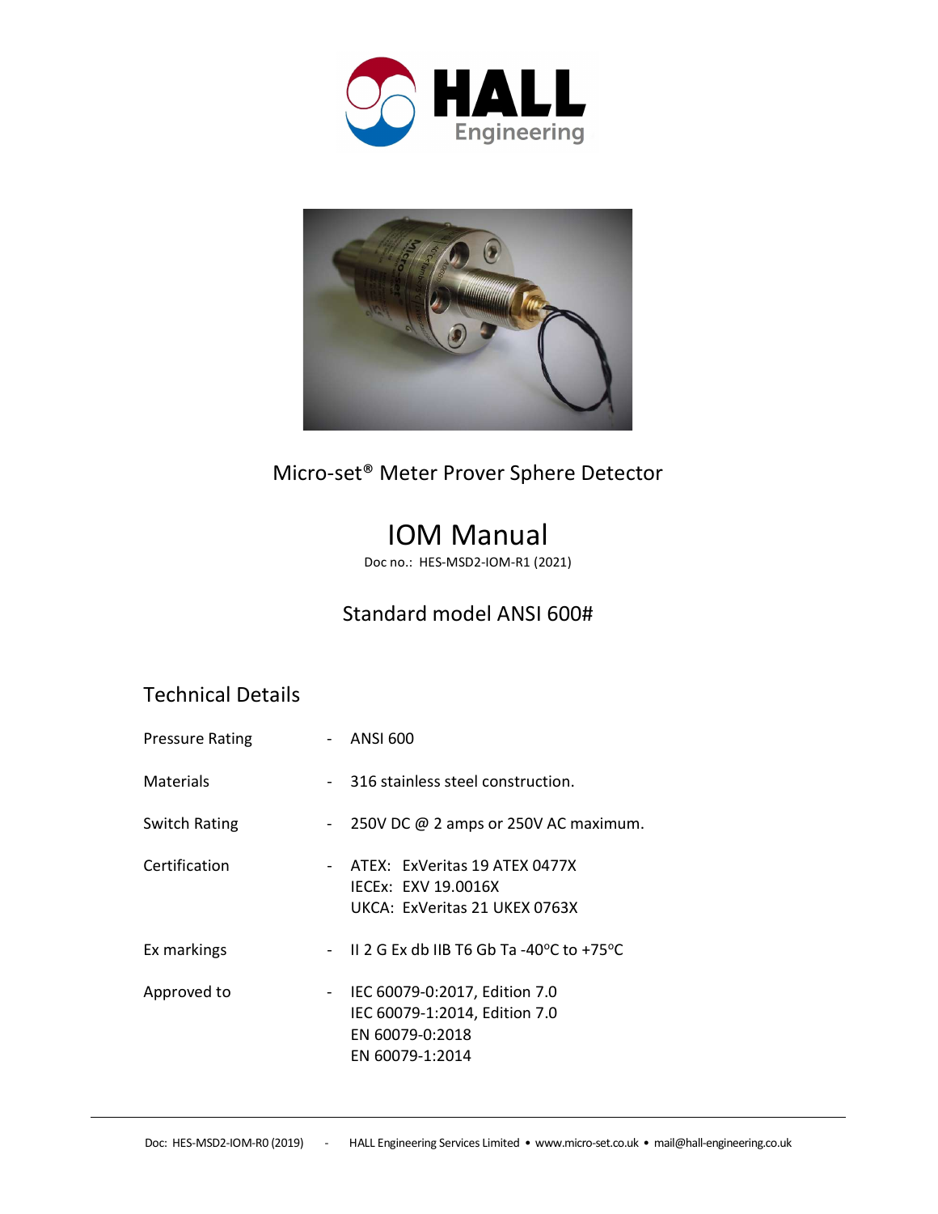# Micro-set® Meter Prover Sphere Detector

# IOM Manual

Doc no.: HES-MSD2-IOM-R1 (2021)

## Standard model ANSI 600#

## Technical Details

| | | |
|---|---|---|
| Pressure Rating | - | ANSI 600 |
| Materials | - | 316 stainless steel construction. |
| Switch Rating | - | 250V DC @ 2 amps or 250V AC maximum. |
| Certification | - | ATEX: ExVeritas 19 ATEX 0477X<br>IECEx: EXV 19.0016X<br>UKCA: ExVeritas 21 UKEX 0763X |
| Ex markings | - | II 2 G Ex db IIB T6 Gb Ta -40°C to +75°C |
| Approved to | - | IEC 60079-0:2017, Edition 7.0<br>IEC 60079-1:2014, Edition 7.0<br>EN 60079-0:2018<br>EN 60079-1:2014 |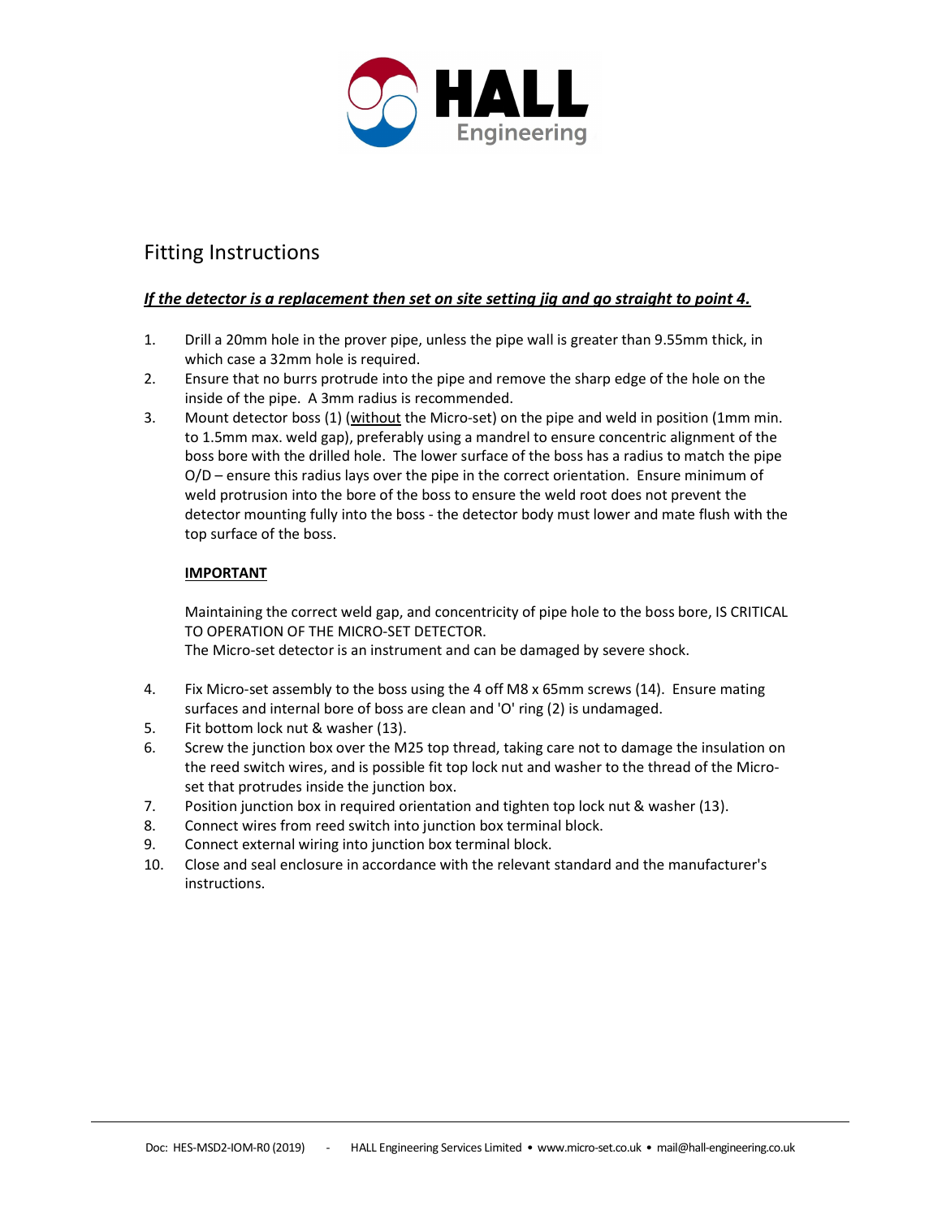# Fitting Instructions

***If the detector is a replacement then set on site setting jig and go straight to point 4.***

1. Drill a 20mm hole in the prover pipe, unless the pipe wall is greater than 9.55mm thick, in which case a 32mm hole is required.
2. Ensure that no burrs protrude into the pipe and remove the sharp edge of the hole on the inside of the pipe. A 3mm radius is recommended.
3. Mount detector boss (1) (without the Micro-set) on the pipe and weld in position (1mm min. to 1.5mm max. weld gap), preferably using a mandrel to ensure concentric alignment of the boss bore with the drilled hole. The lower surface of the boss has a radius to match the pipe O/D – ensure this radius lays over the pipe in the correct orientation. Ensure minimum of weld protrusion into the bore of the boss to ensure the weld root does not prevent the detector mounting fully into the boss - the detector body must lower and mate flush with the top surface of the boss.

   **IMPORTANT**

   Maintaining the correct weld gap, and concentricity of pipe hole to the boss bore, IS CRITICAL TO OPERATION OF THE MICRO-SET DETECTOR.
   The Micro-set detector is an instrument and can be damaged by severe shock.

4. Fix Micro-set assembly to the boss using the 4 off M8 x 65mm screws (14). Ensure mating surfaces and internal bore of boss are clean and 'O' ring (2) is undamaged.
5. Fit bottom lock nut & washer (13).
6. Screw the junction box over the M25 top thread, taking care not to damage the insulation on the reed switch wires, and is possible fit top lock nut and washer to the thread of the Micro-set that protrudes inside the junction box.
7. Position junction box in required orientation and tighten top lock nut & washer (13).
8. Connect wires from reed switch into junction box terminal block.
9. Connect external wiring into junction box terminal block.
10. Close and seal enclosure in accordance with the relevant standard and the manufacturer's instructions.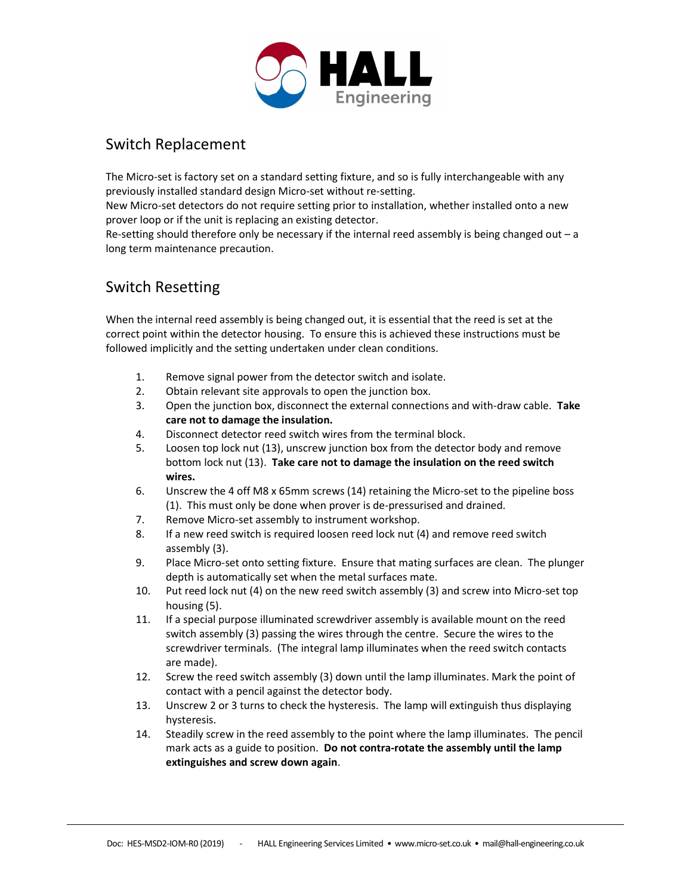## Switch Replacement

The Micro-set is factory set on a standard setting fixture, and so is fully interchangeable with any previously installed standard design Micro-set without re-setting.
New Micro-set detectors do not require setting prior to installation, whether installed onto a new prover loop or if the unit is replacing an existing detector.
Re-setting should therefore only be necessary if the internal reed assembly is being changed out – a long term maintenance precaution.

## Switch Resetting

When the internal reed assembly is being changed out, it is essential that the reed is set at the correct point within the detector housing. To ensure this is achieved these instructions must be followed implicitly and the setting undertaken under clean conditions.

1. Remove signal power from the detector switch and isolate.
2. Obtain relevant site approvals to open the junction box.
3. Open the junction box, disconnect the external connections and with-draw cable. **Take care not to damage the insulation.**
4. Disconnect detector reed switch wires from the terminal block.
5. Loosen top lock nut (13), unscrew junction box from the detector body and remove bottom lock nut (13). **Take care not to damage the insulation on the reed switch wires.**
6. Unscrew the 4 off M8 x 65mm screws (14) retaining the Micro-set to the pipeline boss (1). This must only be done when prover is de-pressurised and drained.
7. Remove Micro-set assembly to instrument workshop.
8. If a new reed switch is required loosen reed lock nut (4) and remove reed switch assembly (3).
9. Place Micro-set onto setting fixture. Ensure that mating surfaces are clean. The plunger depth is automatically set when the metal surfaces mate.
10. Put reed lock nut (4) on the new reed switch assembly (3) and screw into Micro-set top housing (5).
11. If a special purpose illuminated screwdriver assembly is available mount on the reed switch assembly (3) passing the wires through the centre. Secure the wires to the screwdriver terminals. (The integral lamp illuminates when the reed switch contacts are made).
12. Screw the reed switch assembly (3) down until the lamp illuminates. Mark the point of contact with a pencil against the detector body.
13. Unscrew 2 or 3 turns to check the hysteresis. The lamp will extinguish thus displaying hysteresis.
14. Steadily screw in the reed assembly to the point where the lamp illuminates. The pencil mark acts as a guide to position. **Do not contra-rotate the assembly until the lamp extinguishes and screw down again**.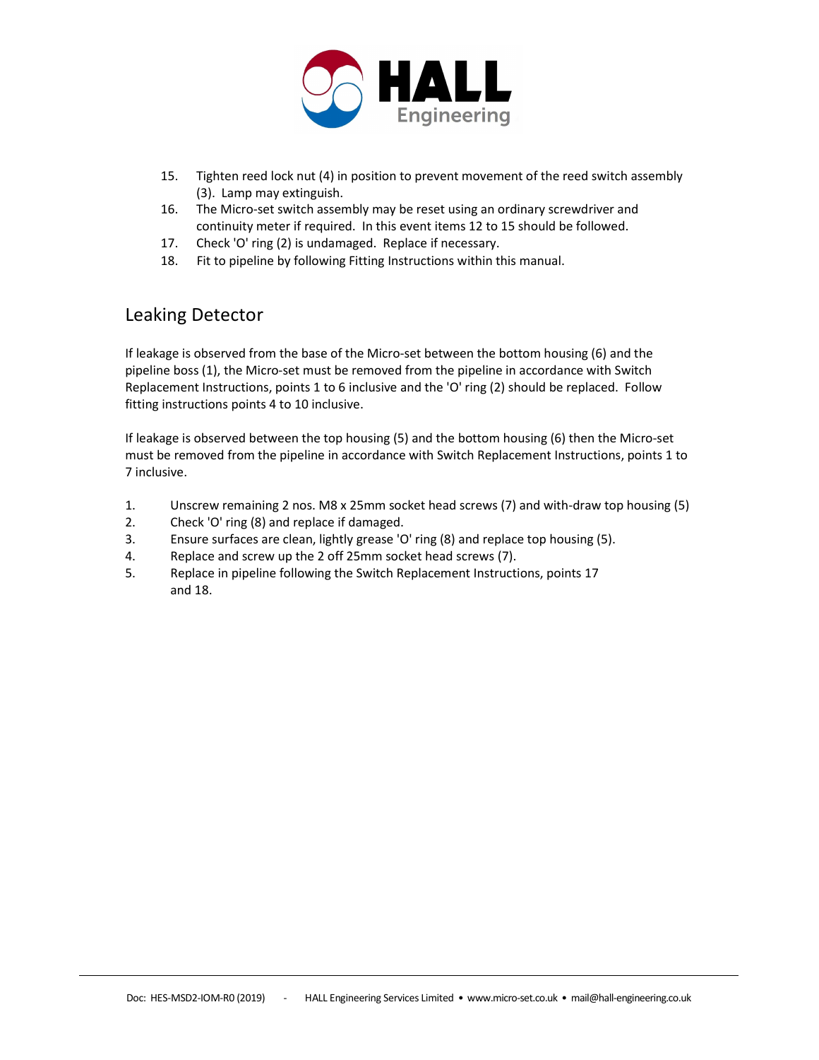15. Tighten reed lock nut (4) in position to prevent movement of the reed switch assembly (3). Lamp may extinguish.
16. The Micro-set switch assembly may be reset using an ordinary screwdriver and continuity meter if required. In this event items 12 to 15 should be followed.
17. Check 'O' ring (2) is undamaged. Replace if necessary.
18. Fit to pipeline by following Fitting Instructions within this manual.

## Leaking Detector

If leakage is observed from the base of the Micro-set between the bottom housing (6) and the pipeline boss (1), the Micro-set must be removed from the pipeline in accordance with Switch Replacement Instructions, points 1 to 6 inclusive and the 'O' ring (2) should be replaced. Follow fitting instructions points 4 to 10 inclusive.

If leakage is observed between the top housing (5) and the bottom housing (6) then the Micro-set must be removed from the pipeline in accordance with Switch Replacement Instructions, points 1 to 7 inclusive.

1. Unscrew remaining 2 nos. M8 x 25mm socket head screws (7) and with-draw top housing (5)
2. Check 'O' ring (8) and replace if damaged.
3. Ensure surfaces are clean, lightly grease 'O' ring (8) and replace top housing (5).
4. Replace and screw up the 2 off 25mm socket head screws (7).
5. Replace in pipeline following the Switch Replacement Instructions, points 17 and 18.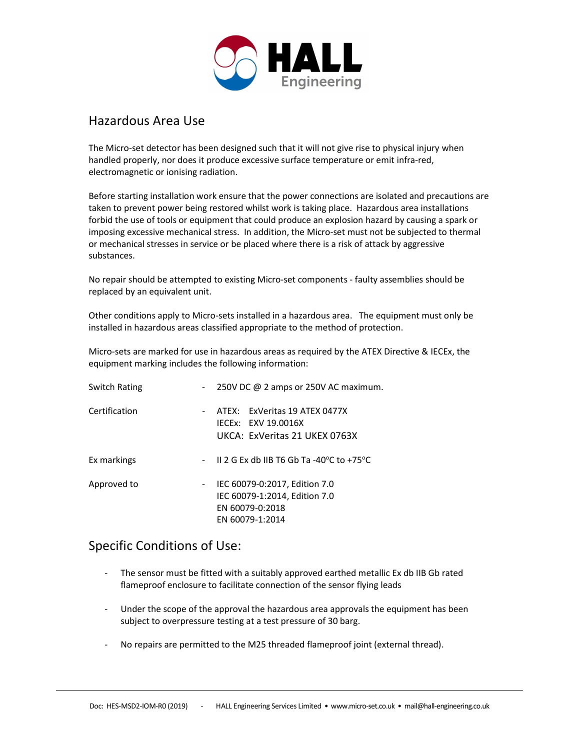## Hazardous Area Use

The Micro-set detector has been designed such that it will not give rise to physical injury when handled properly, nor does it produce excessive surface temperature or emit infra-red, electromagnetic or ionising radiation.

Before starting installation work ensure that the power connections are isolated and precautions are taken to prevent power being restored whilst work is taking place. Hazardous area installations forbid the use of tools or equipment that could produce an explosion hazard by causing a spark or imposing excessive mechanical stress. In addition, the Micro-set must not be subjected to thermal or mechanical stresses in service or be placed where there is a risk of attack by aggressive substances.

No repair should be attempted to existing Micro-set components - faulty assemblies should be replaced by an equivalent unit.

Other conditions apply to Micro-sets installed in a hazardous area. The equipment must only be installed in hazardous areas classified appropriate to the method of protection.

Micro-sets are marked for use in hazardous areas as required by the ATEX Directive & IECEx, the equipment marking includes the following information:

| | | |
|---|---|---|
| Switch Rating | - | 250V DC @ 2 amps or 250V AC maximum. |
| Certification | - | ATEX: ExVeritas 19 ATEX 0477X<br>IECEx: EXV 19.0016X<br>UKCA: ExVeritas 21 UKEX 0763X |
| Ex markings | - | II 2 G Ex db IIB T6 Gb Ta -40°C to +75°C |
| Approved to | - | IEC 60079-0:2017, Edition 7.0<br>IEC 60079-1:2014, Edition 7.0<br>EN 60079-0:2018<br>EN 60079-1:2014 |

## Specific Conditions of Use:

- The sensor must be fitted with a suitably approved earthed metallic Ex db IIB Gb rated flameproof enclosure to facilitate connection of the sensor flying leads
- Under the scope of the approval the hazardous area approvals the equipment has been subject to overpressure testing at a test pressure of 30 barg.
- No repairs are permitted to the M25 threaded flameproof joint (external thread).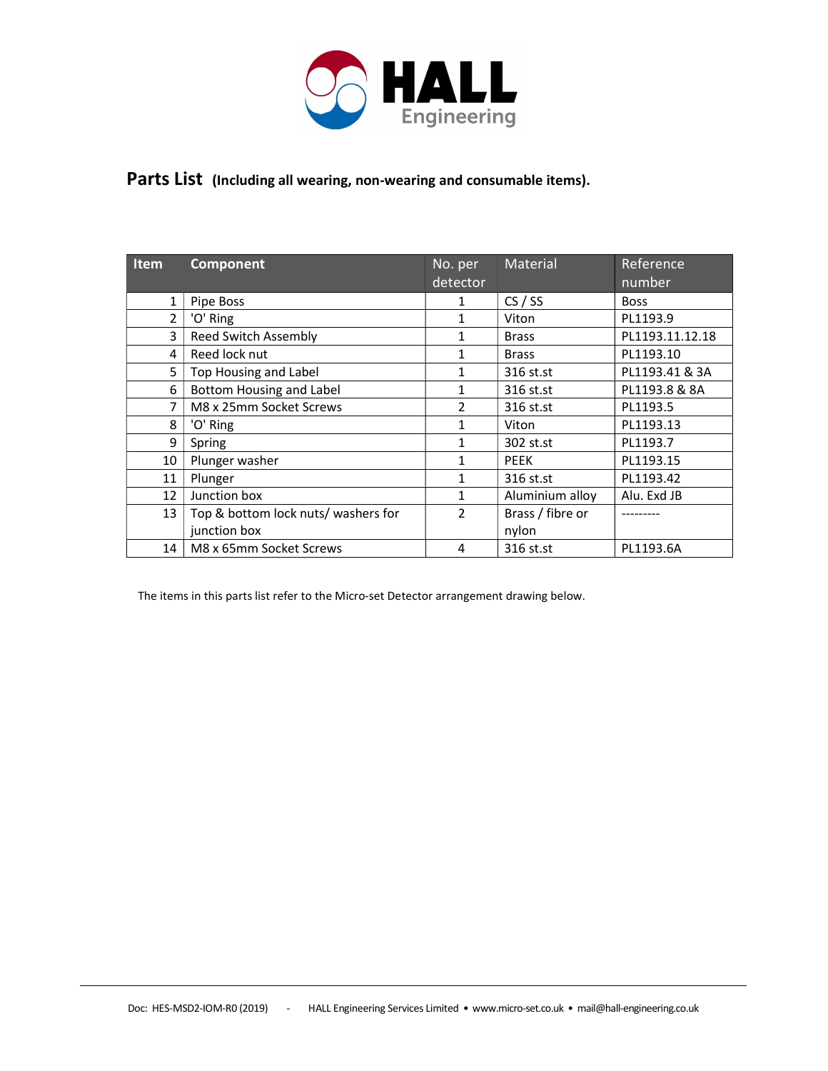## Parts List (Including all wearing, non-wearing and consumable items).

| Item | Component | No. per detector | Material | Reference number |
|---|---|---|---|---|
| 1 | Pipe Boss | 1 | CS / SS | Boss |
| 2 | 'O' Ring | 1 | Viton | PL1193.9 |
| 3 | Reed Switch Assembly | 1 | Brass | PL1193.11.12.18 |
| 4 | Reed lock nut | 1 | Brass | PL1193.10 |
| 5 | Top Housing and Label | 1 | 316 st.st | PL1193.41 & 3A |
| 6 | Bottom Housing and Label | 1 | 316 st.st | PL1193.8 & 8A |
| 7 | M8 x 25mm Socket Screws | 2 | 316 st.st | PL1193.5 |
| 8 | 'O' Ring | 1 | Viton | PL1193.13 |
| 9 | Spring | 1 | 302 st.st | PL1193.7 |
| 10 | Plunger washer | 1 | PEEK | PL1193.15 |
| 11 | Plunger | 1 | 316 st.st | PL1193.42 |
| 12 | Junction box | 1 | Aluminium alloy | Alu. Exd JB |
| 13 | Top & bottom lock nuts/ washers for junction box | 2 | Brass / fibre or nylon | --------- |
| 14 | M8 x 65mm Socket Screws | 4 | 316 st.st | PL1193.6A |

The items in this parts list refer to the Micro-set Detector arrangement drawing below.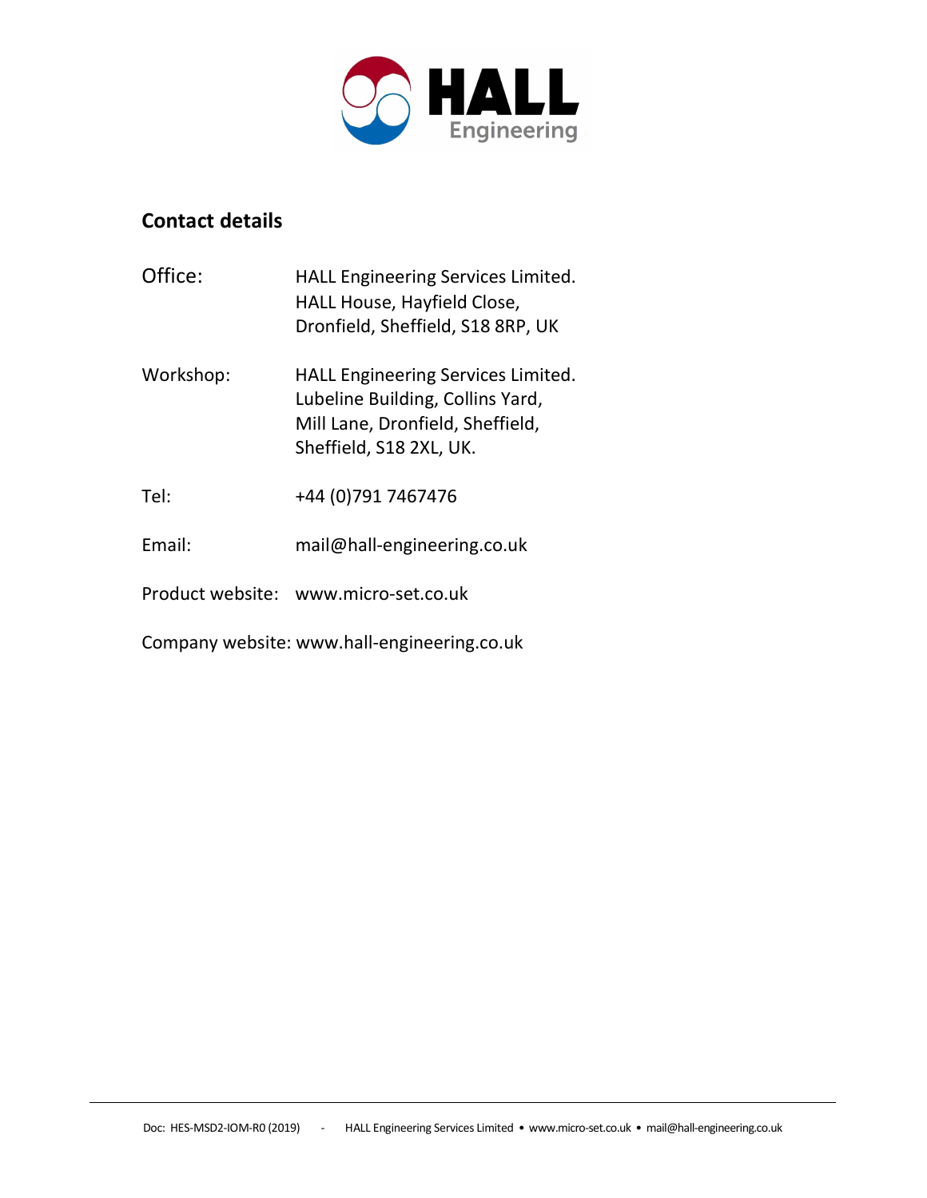HALL Engineering

## Contact details

| | |
|---|---|
| Office: | HALL Engineering Services Limited.<br>HALL House, Hayfield Close,<br>Dronfield, Sheffield, S18 8RP, UK |
| Workshop: | HALL Engineering Services Limited.<br>Lubeline Building, Collins Yard,<br>Mill Lane, Dronfield, Sheffield,<br>Sheffield, S18 2XL, UK. |
| Tel: | +44 (0)791 7467476 |
| Email: | mail@hall-engineering.co.uk |
| Product website: | www.micro-set.co.uk |
| Company website: | www.hall-engineering.co.uk |